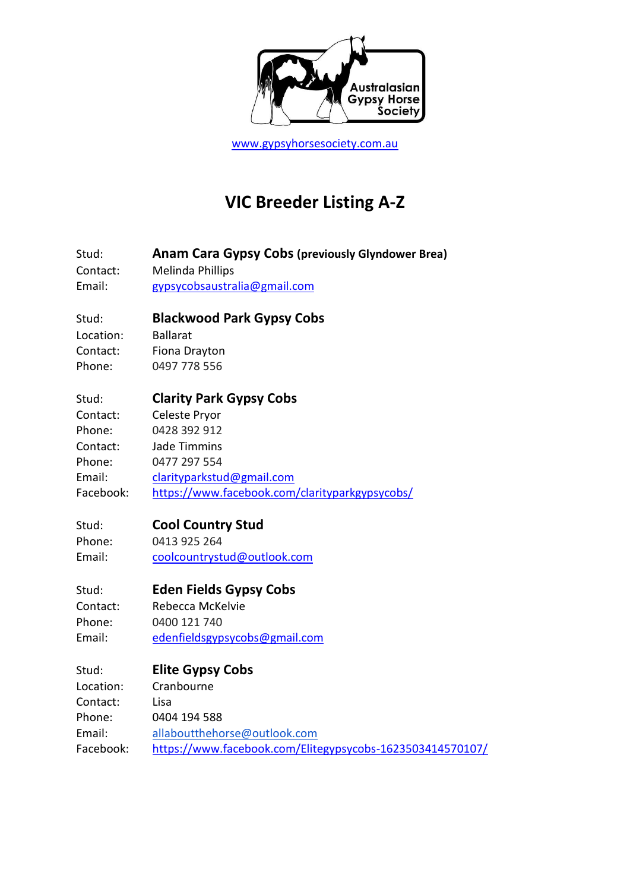Australasian Gypsy Horse Society

www.gypsyhorsesociety.com.au

# VIC Breeder Listing A-Z

Stud: **Anam Cara Gypsy Cobs (previously Glyndower Brea)**
Contact: Melinda Phillips
Email: gypsycobsaustralia@gmail.com

Stud: **Blackwood Park Gypsy Cobs**
Location: Ballarat
Contact: Fiona Drayton
Phone: 0497 778 556

Stud: **Clarity Park Gypsy Cobs**
Contact: Celeste Pryor
Phone: 0428 392 912
Contact: Jade Timmins
Phone: 0477 297 554
Email: clarityparkstud@gmail.com
Facebook: https://www.facebook.com/clarityparkgypsycobs/

Stud: **Cool Country Stud**
Phone: 0413 925 264
Email: coolcountrystud@outlook.com

Stud: **Eden Fields Gypsy Cobs**
Contact: Rebecca McKelvie
Phone: 0400 121 740
Email: edenfieldsgypsycobs@gmail.com

Stud: **Elite Gypsy Cobs**
Location: Cranbourne
Contact: Lisa
Phone: 0404 194 588
Email: allaboutthehorse@outlook.com
Facebook: https://www.facebook.com/Elitegypsycobs-1623503414570107/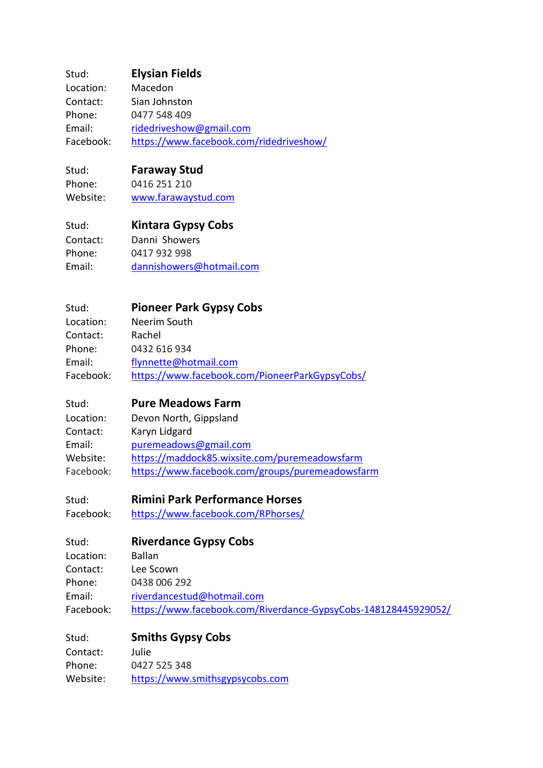Stud: **Elysian Fields**
Location: Macedon
Contact: Sian Johnston
Phone: 0477 548 409
Email: ridedriveshow@gmail.com
Facebook: https://www.facebook.com/ridedriveshow/

Stud: **Faraway Stud**
Phone: 0416 251 210
Website: www.farawaystud.com

Stud: **Kintara Gypsy Cobs**
Contact: Danni Showers
Phone: 0417 932 998
Email: dannishowers@hotmail.com

Stud: **Pioneer Park Gypsy Cobs**
Location: Neerim South
Contact: Rachel
Phone: 0432 616 934
Email: flynnette@hotmail.com
Facebook: https://www.facebook.com/PioneerParkGypsyCobs/

Stud: **Pure Meadows Farm**
Location: Devon North, Gippsland
Contact: Karyn Lidgard
Email: puremeadows@gmail.com
Website: https://maddock85.wixsite.com/puremeadowsfarm
Facebook: https://www.facebook.com/groups/puremeadowsfarm

Stud: **Rimini Park Performance Horses**
Facebook: https://www.facebook.com/RPhorses/

Stud: **Riverdance Gypsy Cobs**
Location: Ballan
Contact: Lee Scown
Phone: 0438 006 292
Email: riverdancestud@hotmail.com
Facebook: https://www.facebook.com/Riverdance-GypsyCobs-148128445929052/

Stud: **Smiths Gypsy Cobs**
Contact: Julie
Phone: 0427 525 348
Website: https://www.smithsgypsycobs.com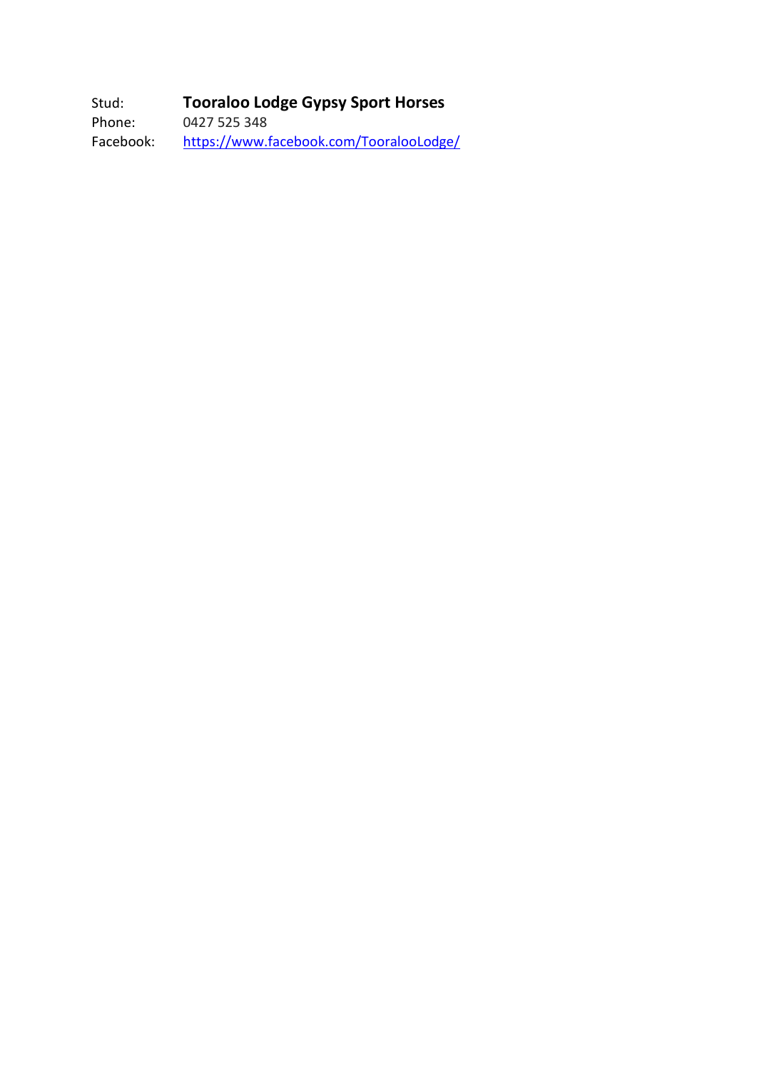| | |
|---|---|
| Stud: | **Tooraloo Lodge Gypsy Sport Horses** |
| Phone: | 0427 525 348 |
| Facebook: | https://www.facebook.com/TooralooLodge/ |